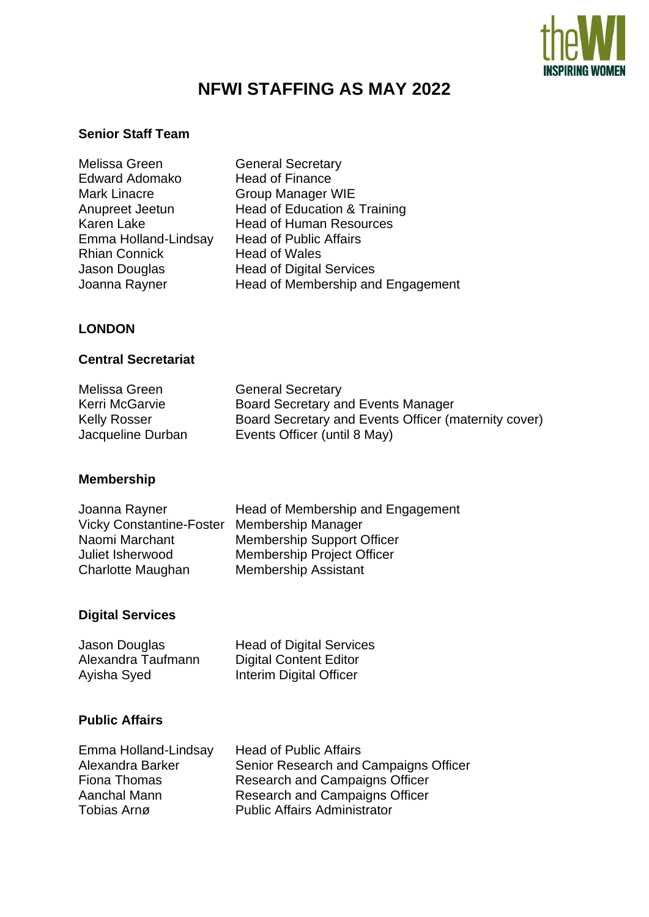# NFWI STAFFING AS MAY 2022

### Senior Staff Team

| | |
|---|---|
| Melissa Green | General Secretary |
| Edward Adomako | Head of Finance |
| Mark Linacre | Group Manager WIE |
| Anupreet Jeetun | Head of Education & Training |
| Karen Lake | Head of Human Resources |
| Emma Holland-Lindsay | Head of Public Affairs |
| Rhian Connick | Head of Wales |
| Jason Douglas | Head of Digital Services |
| Joanna Rayner | Head of Membership and Engagement |

## LONDON

### Central Secretariat

| | |
|---|---|
| Melissa Green | General Secretary |
| Kerri McGarvie | Board Secretary and Events Manager |
| Kelly Rosser | Board Secretary and Events Officer (maternity cover) |
| Jacqueline Durban | Events Officer (until 8 May) |

### Membership

| | |
|---|---|
| Joanna Rayner | Head of Membership and Engagement |
| Vicky Constantine-Foster | Membership Manager |
| Naomi Marchant | Membership Support Officer |
| Juliet Isherwood | Membership Project Officer |
| Charlotte Maughan | Membership Assistant |

### Digital Services

| | |
|---|---|
| Jason Douglas | Head of Digital Services |
| Alexandra Taufmann | Digital Content Editor |
| Ayisha Syed | Interim Digital Officer |

### Public Affairs

| | |
|---|---|
| Emma Holland-Lindsay | Head of Public Affairs |
| Alexandra Barker | Senior Research and Campaigns Officer |
| Fiona Thomas | Research and Campaigns Officer |
| Aanchal Mann | Research and Campaigns Officer |
| Tobias Arnø | Public Affairs Administrator |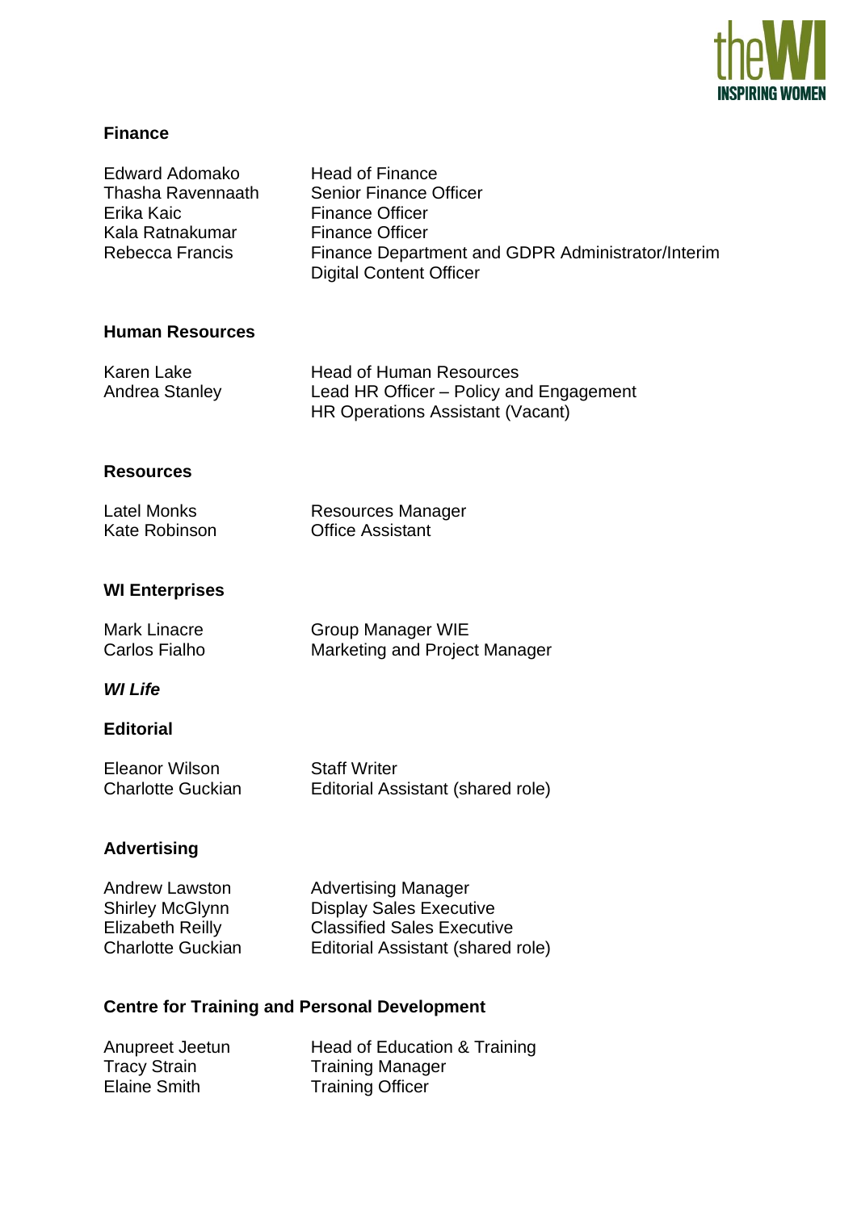## Finance

| | |
|---|---|
| Edward Adomako | Head of Finance |
| Thasha Ravennaath | Senior Finance Officer |
| Erika Kaic | Finance Officer |
| Kala Ratnakumar | Finance Officer |
| Rebecca Francis | Finance Department and GDPR Administrator/Interim Digital Content Officer |

## Human Resources

| | |
|---|---|
| Karen Lake | Head of Human Resources |
| Andrea Stanley | Lead HR Officer – Policy and Engagement |
| | HR Operations Assistant (Vacant) |

## Resources

| | |
|---|---|
| Latel Monks | Resources Manager |
| Kate Robinson | Office Assistant |

## WI Enterprises

| | |
|---|---|
| Mark Linacre | Group Manager WIE |
| Carlos Fialho | Marketing and Project Manager |

## *WI Life*

### Editorial

| | |
|---|---|
| Eleanor Wilson | Staff Writer |
| Charlotte Guckian | Editorial Assistant (shared role) |

### Advertising

| | |
|---|---|
| Andrew Lawston | Advertising Manager |
| Shirley McGlynn | Display Sales Executive |
| Elizabeth Reilly | Classified Sales Executive |
| Charlotte Guckian | Editorial Assistant (shared role) |

## Centre for Training and Personal Development

| | |
|---|---|
| Anupreet Jeetun | Head of Education & Training |
| Tracy Strain | Training Manager |
| Elaine Smith | Training Officer |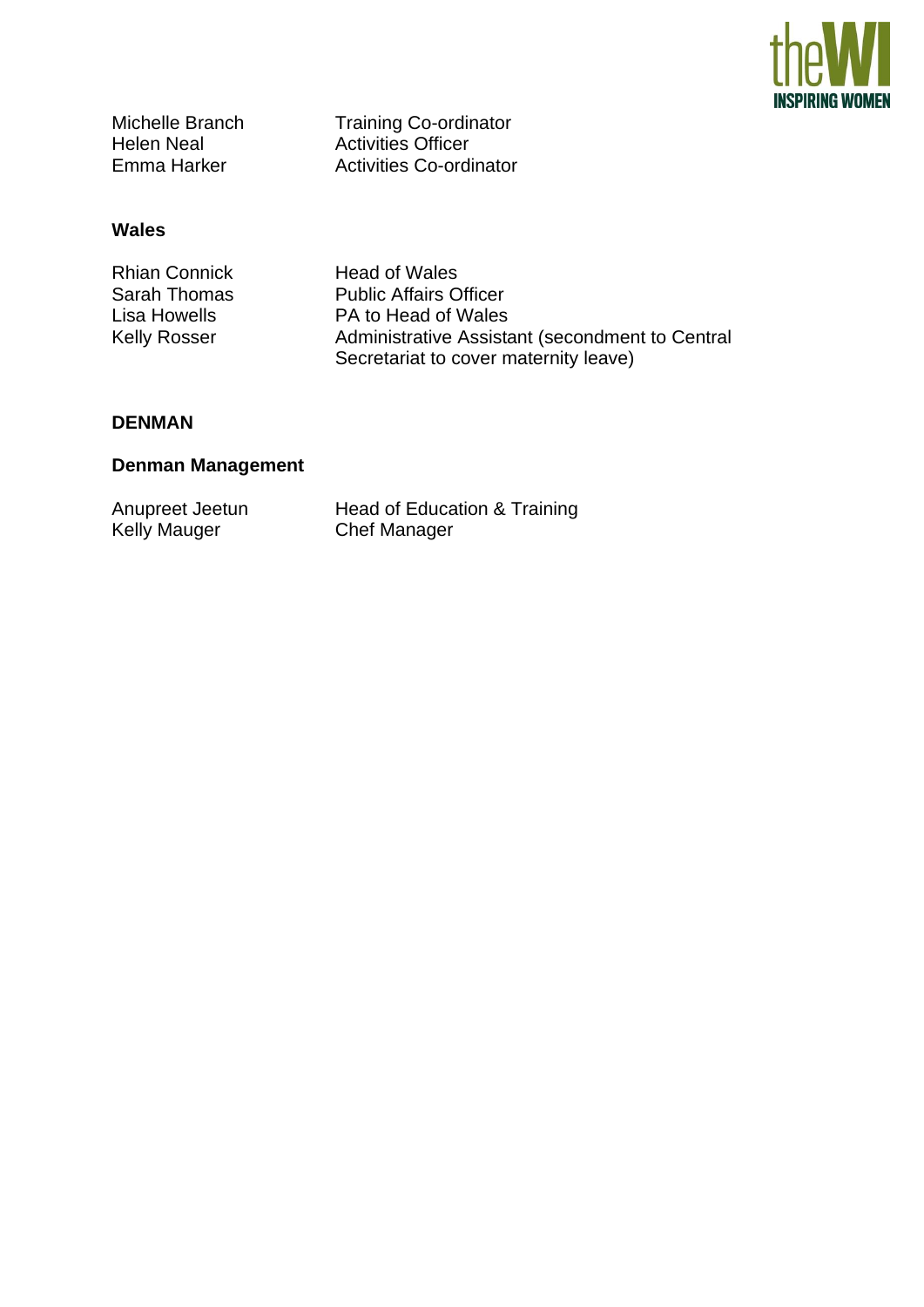| | |
|---|---|
| Michelle Branch | Training Co-ordinator |
| Helen Neal | Activities Officer |
| Emma Harker | Activities Co-ordinator |

### Wales

| | |
|---|---|
| Rhian Connick | Head of Wales |
| Sarah Thomas | Public Affairs Officer |
| Lisa Howells | PA to Head of Wales |
| Kelly Rosser | Administrative Assistant (secondment to Central Secretariat to cover maternity leave) |

## DENMAN

### Denman Management

| | |
|---|---|
| Anupreet Jeetun | Head of Education & Training |
| Kelly Mauger | Chef Manager |